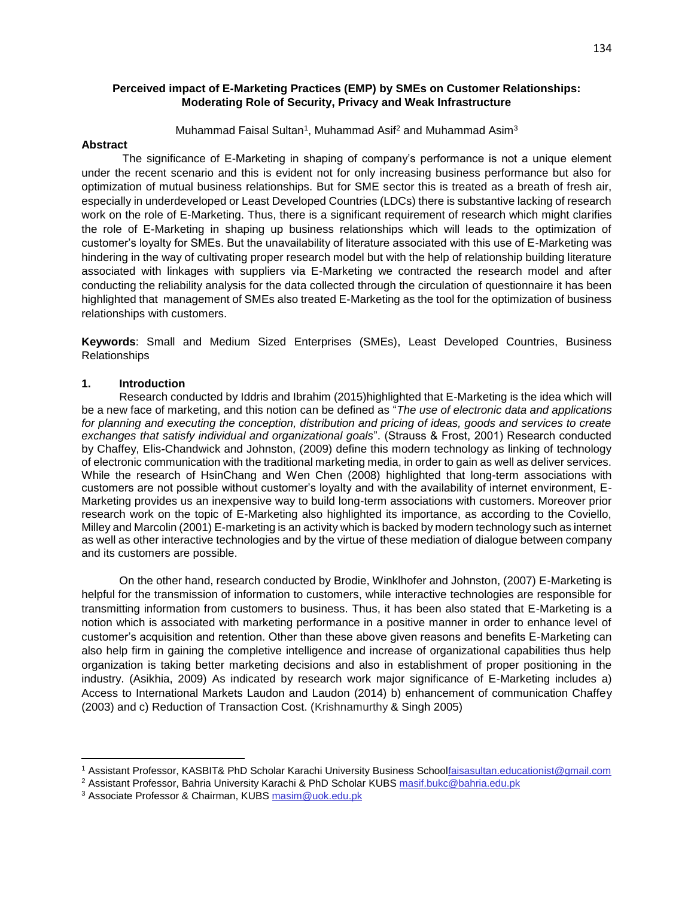# Perceived impact of E-Marketing Practices (EMP) by SMEs on Customer Relationships: Moderating Role of Security, Privacy and Weak Infrastructure

Muhammad Faisal Sultan[1], Muhammad Asif[2] and Muhammad Asim[3]

## Abstract

The significance of E-Marketing in shaping of company's performance is not a unique element under the recent scenario and this is evident not for only increasing business performance but also for optimization of mutual business relationships. But for SME sector this is treated as a breath of fresh air, especially in underdeveloped or Least Developed Countries (LDCs) there is substantive lacking of research work on the role of E-Marketing. Thus, there is a significant requirement of research which might clarifies the role of E-Marketing in shaping up business relationships which will leads to the optimization of customer's loyalty for SMEs. But the unavailability of literature associated with this use of E-Marketing was hindering in the way of cultivating proper research model but with the help of relationship building literature associated with linkages with suppliers via E-Marketing we contracted the research model and after conducting the reliability analysis for the data collected through the circulation of questionnaire it has been highlighted that management of SMEs also treated E-Marketing as the tool for the optimization of business relationships with customers.

**Keywords**: Small and Medium Sized Enterprises (SMEs), Least Developed Countries, Business Relationships

## 1. Introduction

Research conducted by Iddris and Ibrahim (2015)highlighted that E-Marketing is the idea which will be a new face of marketing, and this notion can be defined as "*The use of electronic data and applications for planning and executing the conception, distribution and pricing of ideas, goods and services to create exchanges that satisfy individual and organizational goals*". (Strauss & Frost, 2001) Research conducted by Chaffey, Elis-Chandwick and Johnston, (2009) define this modern technology as linking of technology of electronic communication with the traditional marketing media, in order to gain as well as deliver services. While the research of HsinChang and Wen Chen (2008) highlighted that long-term associations with customers are not possible without customer's loyalty and with the availability of internet environment, E-Marketing provides us an inexpensive way to build long-term associations with customers. Moreover prior research work on the topic of E-Marketing also highlighted its importance, as according to the Coviello, Milley and Marcolin (2001) E-marketing is an activity which is backed by modern technology such as internet as well as other interactive technologies and by the virtue of these mediation of dialogue between company and its customers are possible.

On the other hand, research conducted by Brodie, Winklhofer and Johnston, (2007) E-Marketing is helpful for the transmission of information to customers, while interactive technologies are responsible for transmitting information from customers to business. Thus, it has been also stated that E-Marketing is a notion which is associated with marketing performance in a positive manner in order to enhance level of customer's acquisition and retention. Other than these above given reasons and benefits E-Marketing can also help firm in gaining the completive intelligence and increase of organizational capabilities thus help organization is taking better marketing decisions and also in establishment of proper positioning in the industry. (Asikhia, 2009) As indicated by research work major significance of E-Marketing includes a) Access to International Markets Laudon and Laudon (2014) b) enhancement of communication Chaffey (2003) and c) Reduction of Transaction Cost. (Krishnamurthy & Singh 2005)

---

[1] Assistant Professor, KASBIT& PhD Scholar Karachi University Business School faisasultan.educationist@gmail.com

[2] Assistant Professor, Bahria University Karachi & PhD Scholar KUBS masif.bukc@bahria.edu.pk

[3] Associate Professor & Chairman, KUBS masim@uok.edu.pk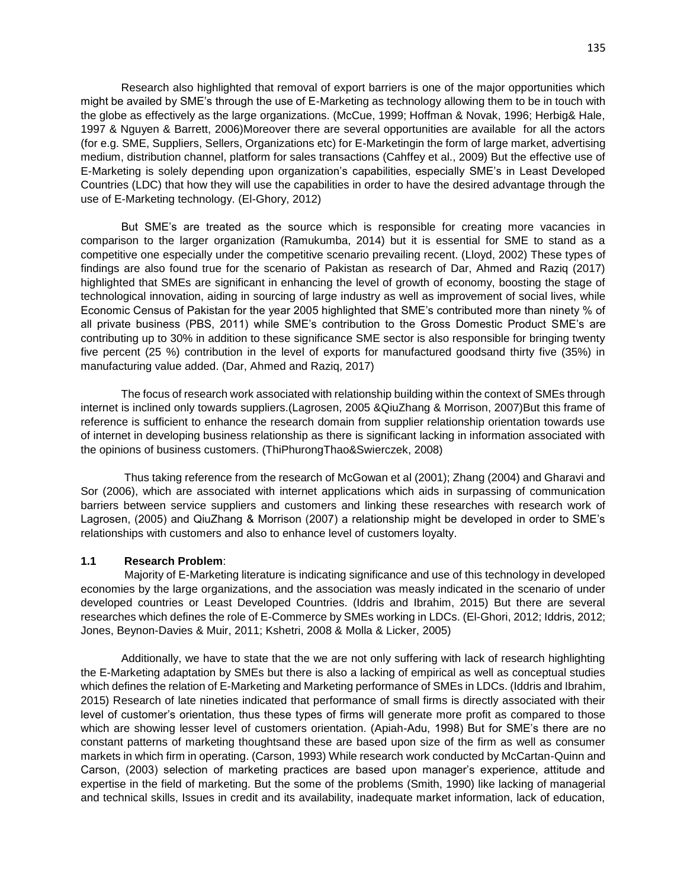Research also highlighted that removal of export barriers is one of the major opportunities which might be availed by SME's through the use of E-Marketing as technology allowing them to be in touch with the globe as effectively as the large organizations. (McCue, 1999; Hoffman & Novak, 1996; Herbig& Hale, 1997 & Nguyen & Barrett, 2006)Moreover there are several opportunities are available for all the actors (for e.g. SME, Suppliers, Sellers, Organizations etc) for E-Marketingin the form of large market, advertising medium, distribution channel, platform for sales transactions (Cahffey et al., 2009) But the effective use of E-Marketing is solely depending upon organization's capabilities, especially SME's in Least Developed Countries (LDC) that how they will use the capabilities in order to have the desired advantage through the use of E-Marketing technology. (El-Ghory, 2012)

But SME's are treated as the source which is responsible for creating more vacancies in comparison to the larger organization (Ramukumba, 2014) but it is essential for SME to stand as a competitive one especially under the competitive scenario prevailing recent. (Lloyd, 2002) These types of findings are also found true for the scenario of Pakistan as research of Dar, Ahmed and Raziq (2017) highlighted that SMEs are significant in enhancing the level of growth of economy, boosting the stage of technological innovation, aiding in sourcing of large industry as well as improvement of social lives, while Economic Census of Pakistan for the year 2005 highlighted that SME's contributed more than ninety % of all private business (PBS, 2011) while SME's contribution to the Gross Domestic Product SME's are contributing up to 30% in addition to these significance SME sector is also responsible for bringing twenty five percent (25 %) contribution in the level of exports for manufactured goodsand thirty five (35%) in manufacturing value added. (Dar, Ahmed and Raziq, 2017)

The focus of research work associated with relationship building within the context of SMEs through internet is inclined only towards suppliers.(Lagrosen, 2005 &QiuZhang & Morrison, 2007)But this frame of reference is sufficient to enhance the research domain from supplier relationship orientation towards use of internet in developing business relationship as there is significant lacking in information associated with the opinions of business customers. (ThiPhurongThao&Swierczek, 2008)

Thus taking reference from the research of McGowan et al (2001); Zhang (2004) and Gharavi and Sor (2006), which are associated with internet applications which aids in surpassing of communication barriers between service suppliers and customers and linking these researches with research work of Lagrosen, (2005) and QiuZhang & Morrison (2007) a relationship might be developed in order to SME's relationships with customers and also to enhance level of customers loyalty.

### 1.1 Research Problem:

Majority of E-Marketing literature is indicating significance and use of this technology in developed economies by the large organizations, and the association was measly indicated in the scenario of under developed countries or Least Developed Countries. (Iddris and Ibrahim, 2015) But there are several researches which defines the role of E-Commerce by SMEs working in LDCs. (El-Ghori, 2012; Iddris, 2012; Jones, Beynon-Davies & Muir, 2011; Kshetri, 2008 & Molla & Licker, 2005)

Additionally, we have to state that the we are not only suffering with lack of research highlighting the E-Marketing adaptation by SMEs but there is also a lacking of empirical as well as conceptual studies which defines the relation of E-Marketing and Marketing performance of SMEs in LDCs. (Iddris and Ibrahim, 2015) Research of late nineties indicated that performance of small firms is directly associated with their level of customer's orientation, thus these types of firms will generate more profit as compared to those which are showing lesser level of customers orientation. (Apiah-Adu, 1998) But for SME's there are no constant patterns of marketing thoughtsand these are based upon size of the firm as well as consumer markets in which firm in operating. (Carson, 1993) While research work conducted by McCartan-Quinn and Carson, (2003) selection of marketing practices are based upon manager's experience, attitude and expertise in the field of marketing. But the some of the problems (Smith, 1990) like lacking of managerial and technical skills, Issues in credit and its availability, inadequate market information, lack of education,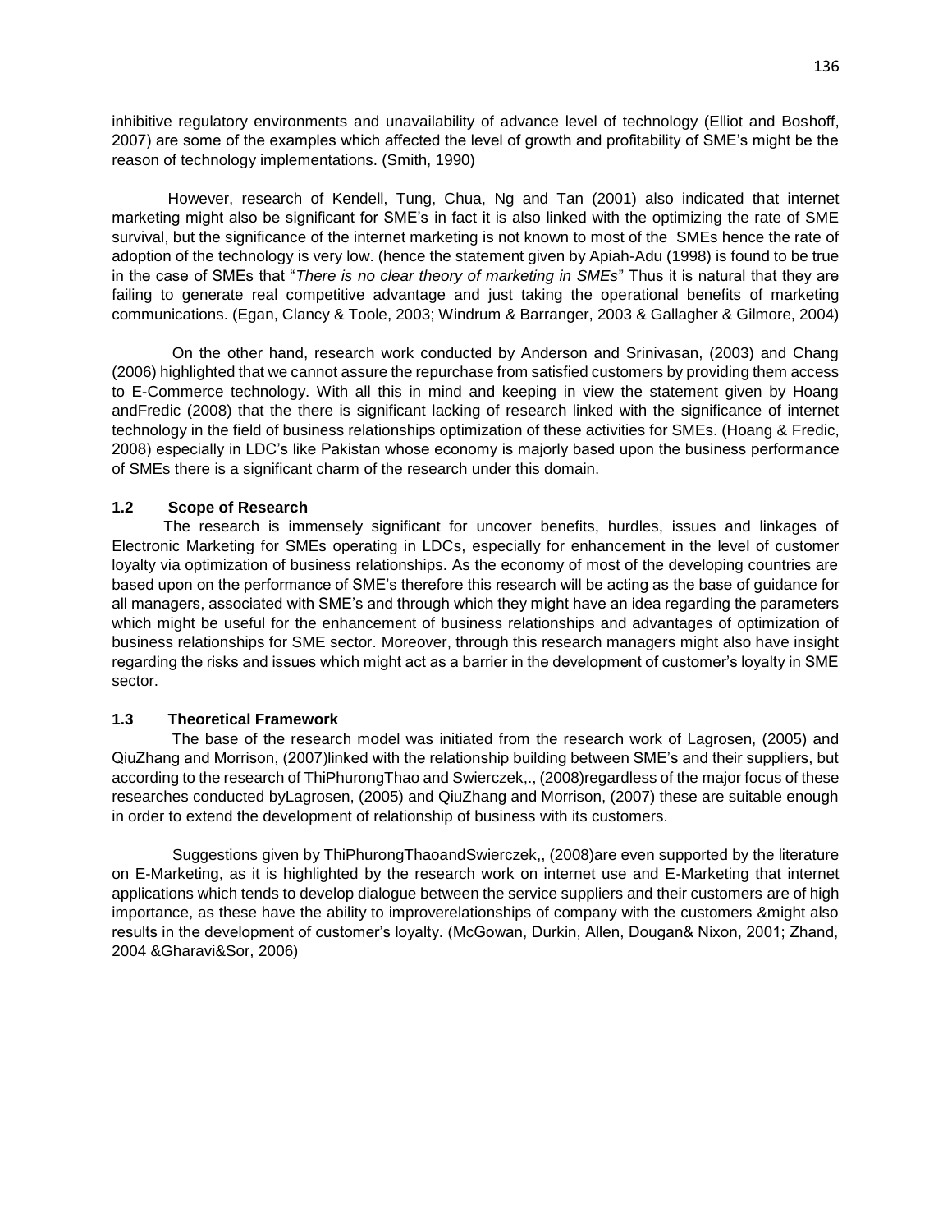inhibitive regulatory environments and unavailability of advance level of technology (Elliot and Boshoff, 2007) are some of the examples which affected the level of growth and profitability of SME's might be the reason of technology implementations. (Smith, 1990)

However, research of Kendell, Tung, Chua, Ng and Tan (2001) also indicated that internet marketing might also be significant for SME's in fact it is also linked with the optimizing the rate of SME survival, but the significance of the internet marketing is not known to most of the SMEs hence the rate of adoption of the technology is very low. (hence the statement given by Apiah-Adu (1998) is found to be true in the case of SMEs that "*There is no clear theory of marketing in SMEs*" Thus it is natural that they are failing to generate real competitive advantage and just taking the operational benefits of marketing communications. (Egan, Clancy & Toole, 2003; Windrum & Barranger, 2003 & Gallagher & Gilmore, 2004)

On the other hand, research work conducted by Anderson and Srinivasan, (2003) and Chang (2006) highlighted that we cannot assure the repurchase from satisfied customers by providing them access to E-Commerce technology. With all this in mind and keeping in view the statement given by Hoang andFredic (2008) that the there is significant lacking of research linked with the significance of internet technology in the field of business relationships optimization of these activities for SMEs. (Hoang & Fredic, 2008) especially in LDC's like Pakistan whose economy is majorly based upon the business performance of SMEs there is a significant charm of the research under this domain.

### 1.2 Scope of Research

The research is immensely significant for uncover benefits, hurdles, issues and linkages of Electronic Marketing for SMEs operating in LDCs, especially for enhancement in the level of customer loyalty via optimization of business relationships. As the economy of most of the developing countries are based upon on the performance of SME's therefore this research will be acting as the base of guidance for all managers, associated with SME's and through which they might have an idea regarding the parameters which might be useful for the enhancement of business relationships and advantages of optimization of business relationships for SME sector. Moreover, through this research managers might also have insight regarding the risks and issues which might act as a barrier in the development of customer's loyalty in SME sector.

### 1.3 Theoretical Framework

The base of the research model was initiated from the research work of Lagrosen, (2005) and QiuZhang and Morrison, (2007)linked with the relationship building between SME's and their suppliers, but according to the research of ThiPhurongThao and Swierczek,., (2008)regardless of the major focus of these researches conducted byLagrosen, (2005) and QiuZhang and Morrison, (2007) these are suitable enough in order to extend the development of relationship of business with its customers.

Suggestions given by ThiPhurongThaoandSwierczek,, (2008)are even supported by the literature on E-Marketing, as it is highlighted by the research work on internet use and E-Marketing that internet applications which tends to develop dialogue between the service suppliers and their customers are of high importance, as these have the ability to improverelationships of company with the customers &might also results in the development of customer's loyalty. (McGowan, Durkin, Allen, Dougan& Nixon, 2001; Zhand, 2004 &Gharavi&Sor, 2006)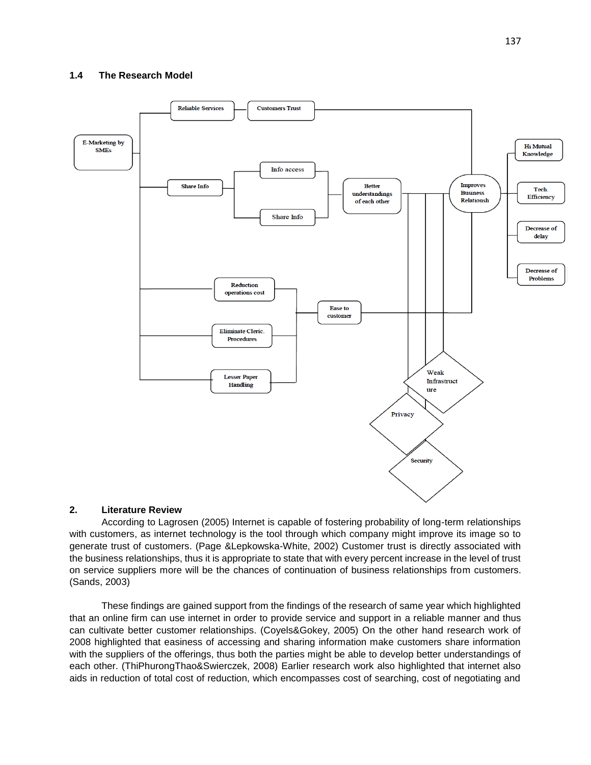### 1.4 The Research Model

## 2. Literature Review

According to Lagrosen (2005) Internet is capable of fostering probability of long-term relationships with customers, as internet technology is the tool through which company might improve its image so to generate trust of customers. (Page &Lepkowska-White, 2002) Customer trust is directly associated with the business relationships, thus it is appropriate to state that with every percent increase in the level of trust on service suppliers more will be the chances of continuation of business relationships from customers. (Sands, 2003)

These findings are gained support from the findings of the research of same year which highlighted that an online firm can use internet in order to provide service and support in a reliable manner and thus can cultivate better customer relationships. (Coyels&Gokey, 2005) On the other hand research work of 2008 highlighted that easiness of accessing and sharing information make customers share information with the suppliers of the offerings, thus both the parties might be able to develop better understandings of each other. (ThiPhurongThao&Swierczek, 2008) Earlier research work also highlighted that internet also aids in reduction of total cost of reduction, which encompasses cost of searching, cost of negotiating and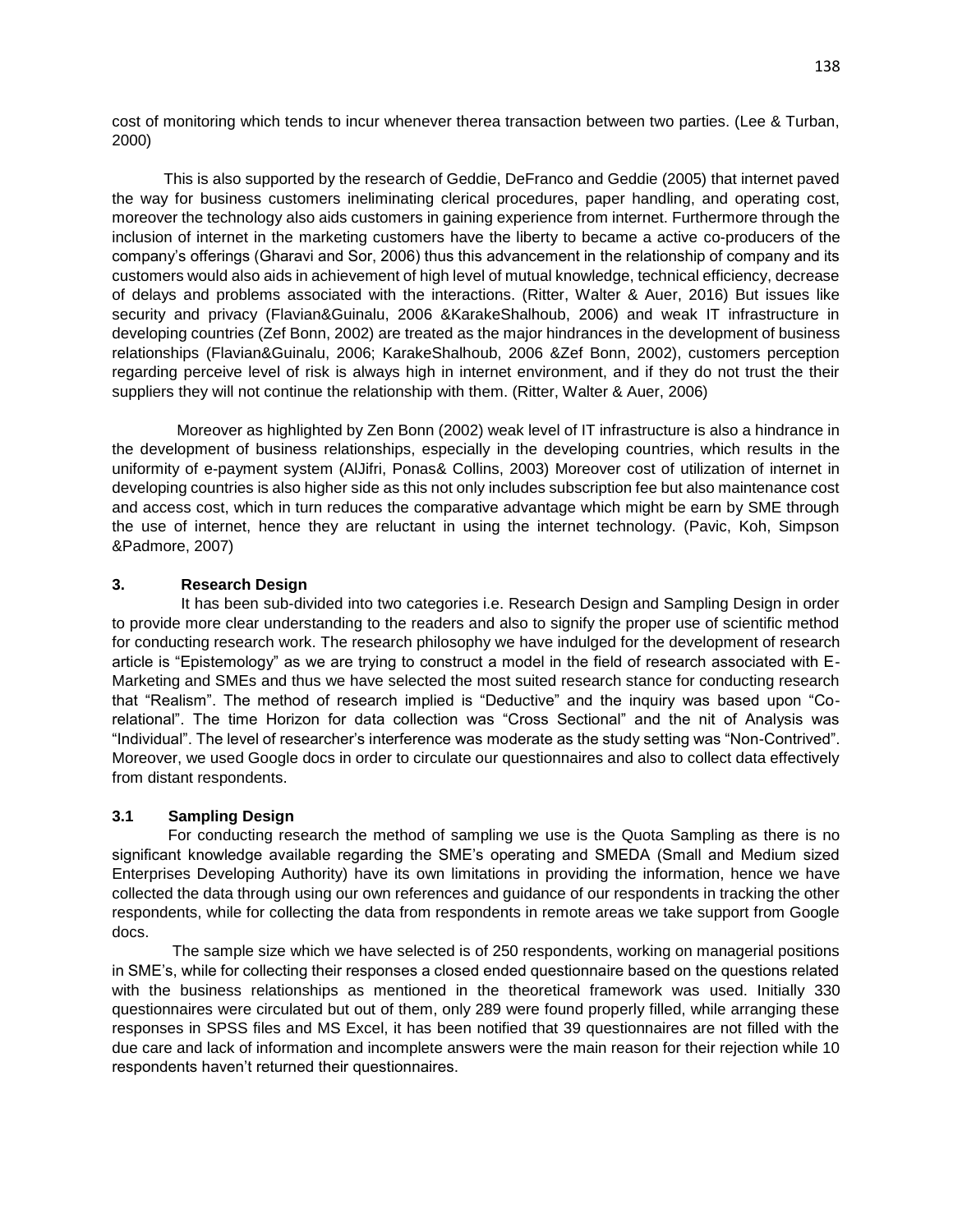cost of monitoring which tends to incur whenever therea transaction between two parties. (Lee & Turban, 2000)

This is also supported by the research of Geddie, DeFranco and Geddie (2005) that internet paved the way for business customers ineliminating clerical procedures, paper handling, and operating cost, moreover the technology also aids customers in gaining experience from internet. Furthermore through the inclusion of internet in the marketing customers have the liberty to became a active co-producers of the company's offerings (Gharavi and Sor, 2006) thus this advancement in the relationship of company and its customers would also aids in achievement of high level of mutual knowledge, technical efficiency, decrease of delays and problems associated with the interactions. (Ritter, Walter & Auer, 2016) But issues like security and privacy (Flavian&Guinalu, 2006 &KarakeShalhoub, 2006) and weak IT infrastructure in developing countries (Zef Bonn, 2002) are treated as the major hindrances in the development of business relationships (Flavian&Guinalu, 2006; KarakeShalhoub, 2006 &Zef Bonn, 2002), customers perception regarding perceive level of risk is always high in internet environment, and if they do not trust the their suppliers they will not continue the relationship with them. (Ritter, Walter & Auer, 2006)

Moreover as highlighted by Zen Bonn (2002) weak level of IT infrastructure is also a hindrance in the development of business relationships, especially in the developing countries, which results in the uniformity of e-payment system (AlJifri, Ponas& Collins, 2003) Moreover cost of utilization of internet in developing countries is also higher side as this not only includes subscription fee but also maintenance cost and access cost, which in turn reduces the comparative advantage which might be earn by SME through the use of internet, hence they are reluctant in using the internet technology. (Pavic, Koh, Simpson &Padmore, 2007)

## 3. Research Design

It has been sub-divided into two categories i.e. Research Design and Sampling Design in order to provide more clear understanding to the readers and also to signify the proper use of scientific method for conducting research work. The research philosophy we have indulged for the development of research article is "Epistemology" as we are trying to construct a model in the field of research associated with E-Marketing and SMEs and thus we have selected the most suited research stance for conducting research that "Realism". The method of research implied is "Deductive" and the inquiry was based upon "Co-relational". The time Horizon for data collection was "Cross Sectional" and the nit of Analysis was "Individual". The level of researcher's interference was moderate as the study setting was "Non-Contrived". Moreover, we used Google docs in order to circulate our questionnaires and also to collect data effectively from distant respondents.

### 3.1 Sampling Design

For conducting research the method of sampling we use is the Quota Sampling as there is no significant knowledge available regarding the SME's operating and SMEDA (Small and Medium sized Enterprises Developing Authority) have its own limitations in providing the information, hence we have collected the data through using our own references and guidance of our respondents in tracking the other respondents, while for collecting the data from respondents in remote areas we take support from Google docs.

The sample size which we have selected is of 250 respondents, working on managerial positions in SME's, while for collecting their responses a closed ended questionnaire based on the questions related with the business relationships as mentioned in the theoretical framework was used. Initially 330 questionnaires were circulated but out of them, only 289 were found properly filled, while arranging these responses in SPSS files and MS Excel, it has been notified that 39 questionnaires are not filled with the due care and lack of information and incomplete answers were the main reason for their rejection while 10 respondents haven't returned their questionnaires.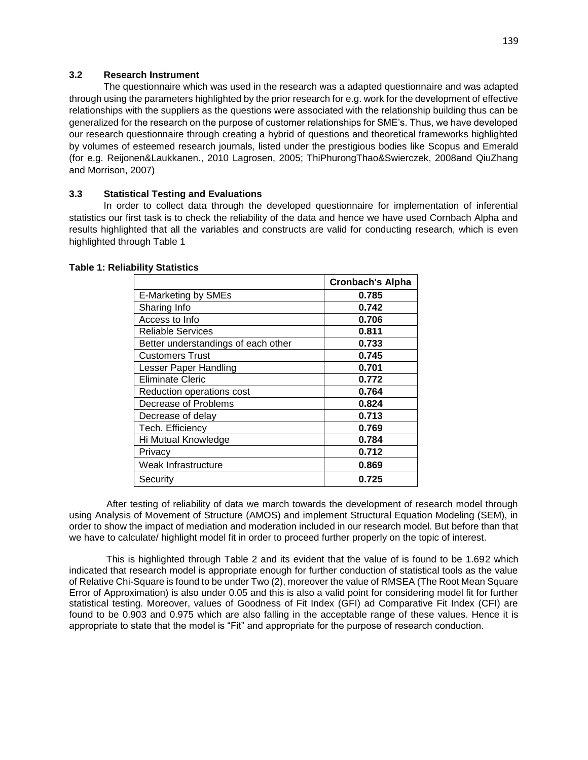### 3.2 Research Instrument

The questionnaire which was used in the research was a adapted questionnaire and was adapted through using the parameters highlighted by the prior research for e.g. work for the development of effective relationships with the suppliers as the questions were associated with the relationship building thus can be generalized for the research on the purpose of customer relationships for SME's. Thus, we have developed our research questionnaire through creating a hybrid of questions and theoretical frameworks highlighted by volumes of esteemed research journals, listed under the prestigious bodies like Scopus and Emerald (for e.g. Reijonen&Laukkanen., 2010 Lagrosen, 2005; ThiPhurongThao&Swierczek, 2008and QiuZhang and Morrison, 2007)

### 3.3 Statistical Testing and Evaluations

In order to collect data through the developed questionnaire for implementation of inferential statistics our first task is to check the reliability of the data and hence we have used Cornbach Alpha and results highlighted that all the variables and constructs are valid for conducting research, which is even highlighted through Table 1

**Table 1: Reliability Statistics**

| | Cronbach's Alpha |
|---|---|
| E-Marketing by SMEs | 0.785 |
| Sharing Info | 0.742 |
| Access to Info | 0.706 |
| Reliable Services | 0.811 |
| Better understandings of each other | 0.733 |
| Customers Trust | 0.745 |
| Lesser Paper Handling | 0.701 |
| Eliminate Cleric | 0.772 |
| Reduction operations cost | 0.764 |
| Decrease of Problems | 0.824 |
| Decrease of delay | 0.713 |
| Tech. Efficiency | 0.769 |
| Hi Mutual Knowledge | 0.784 |
| Privacy | 0.712 |
| Weak Infrastructure | 0.869 |
| Security | 0.725 |

After testing of reliability of data we march towards the development of research model through using Analysis of Movement of Structure (AMOS) and implement Structural Equation Modeling (SEM), in order to show the impact of mediation and moderation included in our research model. But before than that we have to calculate/ highlight model fit in order to proceed further properly on the topic of interest.

This is highlighted through Table 2 and its evident that the value of is found to be 1.692 which indicated that research model is appropriate enough for further conduction of statistical tools as the value of Relative Chi-Square is found to be under Two (2), moreover the value of RMSEA (The Root Mean Square Error of Approximation) is also under 0.05 and this is also a valid point for considering model fit for further statistical testing. Moreover, values of Goodness of Fit Index (GFI) ad Comparative Fit Index (CFI) are found to be 0.903 and 0.975 which are also falling in the acceptable range of these values. Hence it is appropriate to state that the model is "Fit" and appropriate for the purpose of research conduction.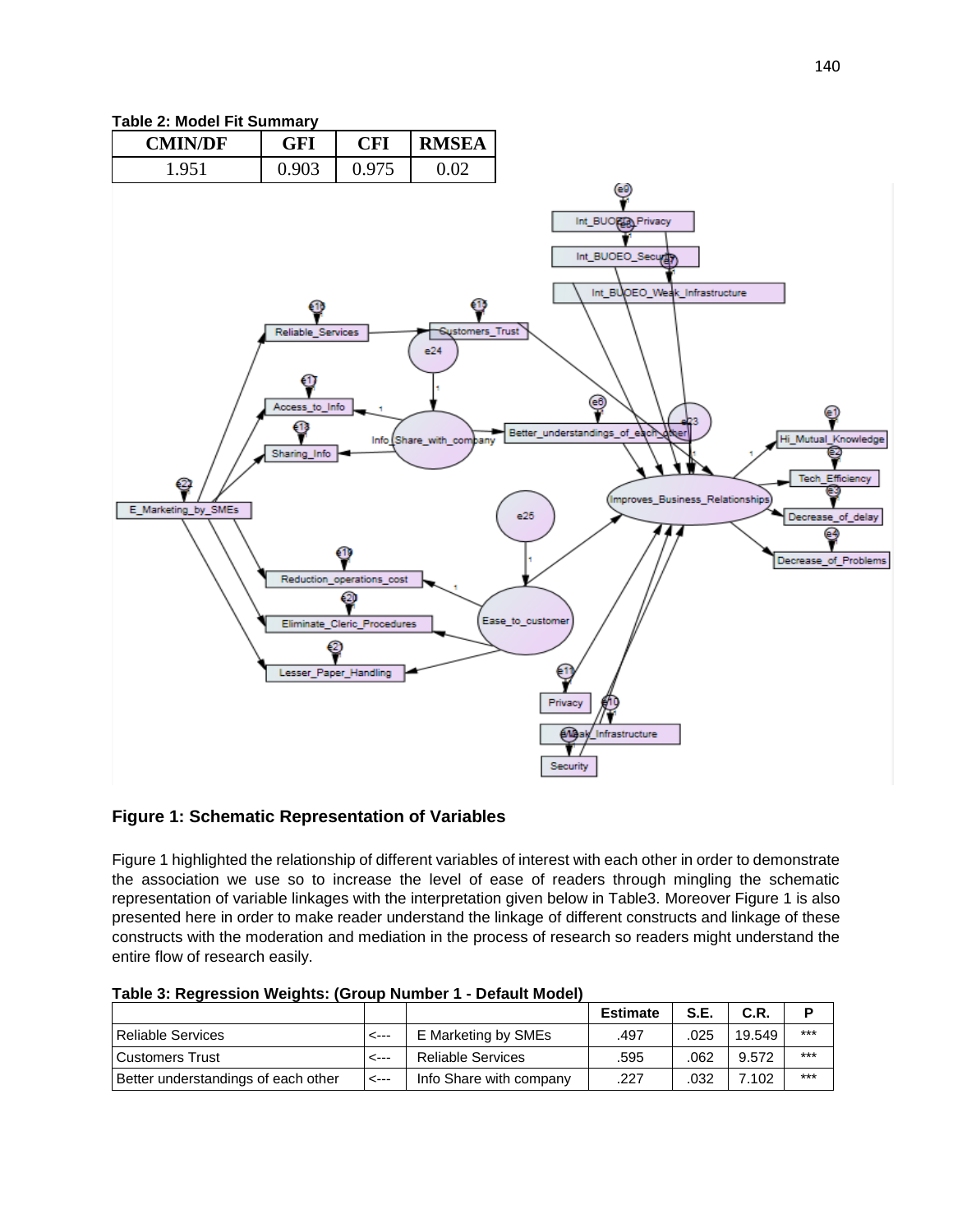**Table 2: Model Fit Summary**

| CMIN/DF | GFI | CFI | RMSEA |
|---|---|---|---|
| 1.951 | 0.903 | 0.975 | 0.02 |

**Figure 1: Schematic Representation of Variables**

Figure 1 highlighted the relationship of different variables of interest with each other in order to demonstrate the association we use so to increase the level of ease of readers through mingling the schematic representation of variable linkages with the interpretation given below in Table3. Moreover Figure 1 is also presented here in order to make reader understand the linkage of different constructs and linkage of these constructs with the moderation and mediation in the process of research so readers might understand the entire flow of research easily.

**Table 3: Regression Weights: (Group Number 1 - Default Model)**

| | | | Estimate | S.E. | C.R. | P |
|---|---|---|---|---|---|---|
| Reliable Services | <--- | E Marketing by SMEs | .497 | .025 | 19.549 | *** |
| Customers Trust | <--- | Reliable Services | .595 | .062 | 9.572 | *** |
| Better understandings of each other | <--- | Info Share with company | .227 | .032 | 7.102 | *** |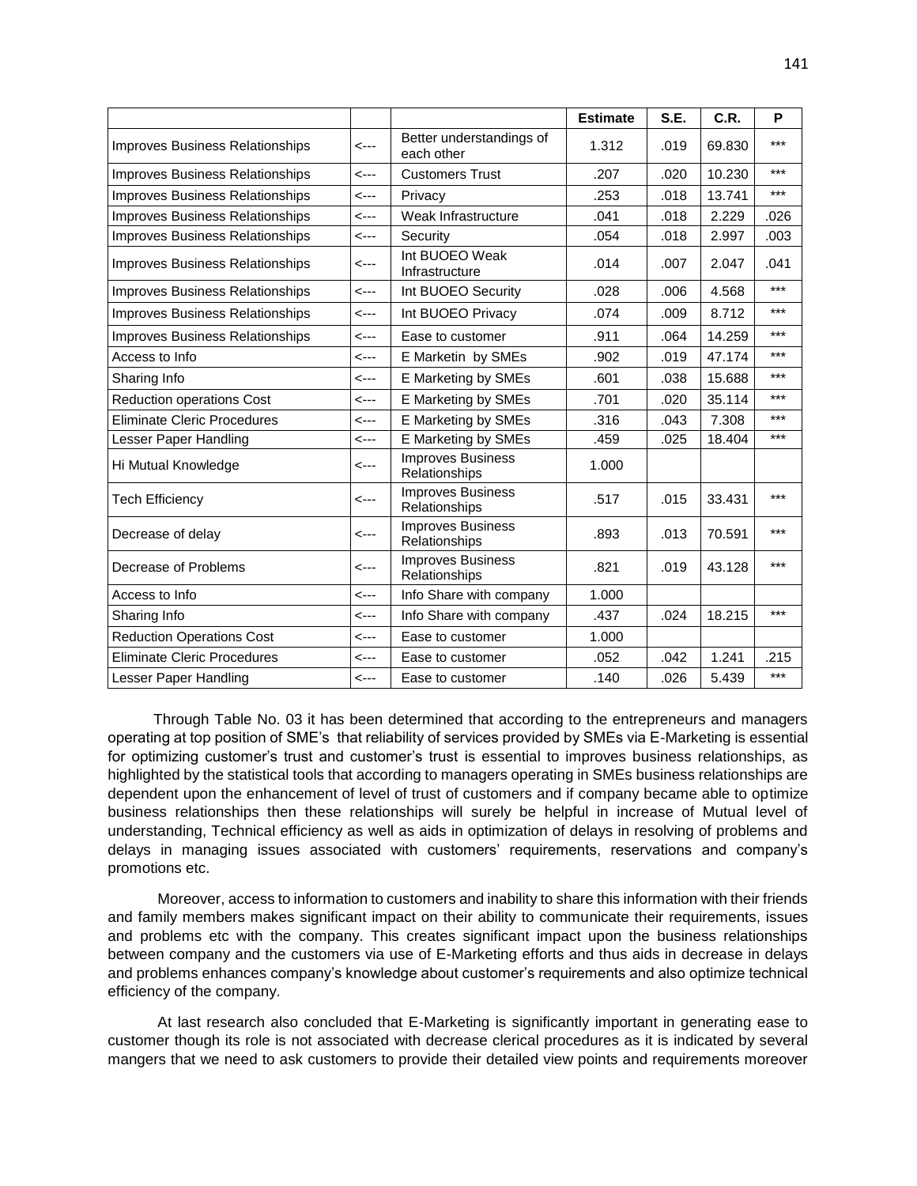| | | | Estimate | S.E. | C.R. | P |
|---|---|---|---|---|---|---|
| Improves Business Relationships | <--- | Better understandings of each other | 1.312 | .019 | 69.830 | *** |
| Improves Business Relationships | <--- | Customers Trust | .207 | .020 | 10.230 | *** |
| Improves Business Relationships | <--- | Privacy | .253 | .018 | 13.741 | *** |
| Improves Business Relationships | <--- | Weak Infrastructure | .041 | .018 | 2.229 | .026 |
| Improves Business Relationships | <--- | Security | .054 | .018 | 2.997 | .003 |
| Improves Business Relationships | <--- | Int BUOEO Weak Infrastructure | .014 | .007 | 2.047 | .041 |
| Improves Business Relationships | <--- | Int BUOEO Security | .028 | .006 | 4.568 | *** |
| Improves Business Relationships | <--- | Int BUOEO Privacy | .074 | .009 | 8.712 | *** |
| Improves Business Relationships | <--- | Ease to customer | .911 | .064 | 14.259 | *** |
| Access to Info | <--- | E Marketin by SMEs | .902 | .019 | 47.174 | *** |
| Sharing Info | <--- | E Marketing by SMEs | .601 | .038 | 15.688 | *** |
| Reduction operations Cost | <--- | E Marketing by SMEs | .701 | .020 | 35.114 | *** |
| Eliminate Cleric Procedures | <--- | E Marketing by SMEs | .316 | .043 | 7.308 | *** |
| Lesser Paper Handling | <--- | E Marketing by SMEs | .459 | .025 | 18.404 | *** |
| Hi Mutual Knowledge | <--- | Improves Business Relationships | 1.000 | | | |
| Tech Efficiency | <--- | Improves Business Relationships | .517 | .015 | 33.431 | *** |
| Decrease of delay | <--- | Improves Business Relationships | .893 | .013 | 70.591 | *** |
| Decrease of Problems | <--- | Improves Business Relationships | .821 | .019 | 43.128 | *** |
| Access to Info | <--- | Info Share with company | 1.000 | | | |
| Sharing Info | <--- | Info Share with company | .437 | .024 | 18.215 | *** |
| Reduction Operations Cost | <--- | Ease to customer | 1.000 | | | |
| Eliminate Cleric Procedures | <--- | Ease to customer | .052 | .042 | 1.241 | .215 |
| Lesser Paper Handling | <--- | Ease to customer | .140 | .026 | 5.439 | *** |

Through Table No. 03 it has been determined that according to the entrepreneurs and managers operating at top position of SME's that reliability of services provided by SMEs via E-Marketing is essential for optimizing customer's trust and customer's trust is essential to improves business relationships, as highlighted by the statistical tools that according to managers operating in SMEs business relationships are dependent upon the enhancement of level of trust of customers and if company became able to optimize business relationships then these relationships will surely be helpful in increase of Mutual level of understanding, Technical efficiency as well as aids in optimization of delays in resolving of problems and delays in managing issues associated with customers' requirements, reservations and company's promotions etc.

Moreover, access to information to customers and inability to share this information with their friends and family members makes significant impact on their ability to communicate their requirements, issues and problems etc with the company. This creates significant impact upon the business relationships between company and the customers via use of E-Marketing efforts and thus aids in decrease in delays and problems enhances company's knowledge about customer's requirements and also optimize technical efficiency of the company.

At last research also concluded that E-Marketing is significantly important in generating ease to customer though its role is not associated with decrease clerical procedures as it is indicated by several mangers that we need to ask customers to provide their detailed view points and requirements moreover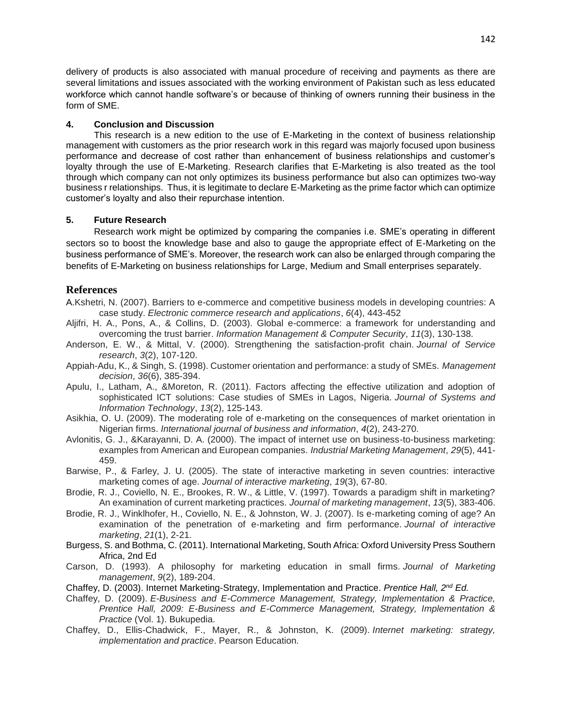delivery of products is also associated with manual procedure of receiving and payments as there are several limitations and issues associated with the working environment of Pakistan such as less educated workforce which cannot handle software's or because of thinking of owners running their business in the form of SME.

## 4. Conclusion and Discussion

This research is a new edition to the use of E-Marketing in the context of business relationship management with customers as the prior research work in this regard was majorly focused upon business performance and decrease of cost rather than enhancement of business relationships and customer's loyalty through the use of E-Marketing. Research clarifies that E-Marketing is also treated as the tool through which company can not only optimizes its business performance but also can optimizes two-way business r relationships. Thus, it is legitimate to declare E-Marketing as the prime factor which can optimize customer's loyalty and also their repurchase intention.

## 5. Future Research

Research work might be optimized by comparing the companies i.e. SME's operating in different sectors so to boost the knowledge base and also to gauge the appropriate effect of E-Marketing on the business performance of SME's. Moreover, the research work can also be enlarged through comparing the benefits of E-Marketing on business relationships for Large, Medium and Small enterprises separately.

## References

A.Kshetri, N. (2007). Barriers to e-commerce and competitive business models in developing countries: A case study. *Electronic commerce research and applications*, *6*(4), 443-452

Aljifri, H. A., Pons, A., & Collins, D. (2003). Global e-commerce: a framework for understanding and overcoming the trust barrier. *Information Management & Computer Security*, *11*(3), 130-138.

Anderson, E. W., & Mittal, V. (2000). Strengthening the satisfaction-profit chain. *Journal of Service research*, *3*(2), 107-120.

Appiah-Adu, K., & Singh, S. (1998). Customer orientation and performance: a study of SMEs. *Management decision*, *36*(6), 385-394.

Apulu, I., Latham, A., &Moreton, R. (2011). Factors affecting the effective utilization and adoption of sophisticated ICT solutions: Case studies of SMEs in Lagos, Nigeria. *Journal of Systems and Information Technology*, *13*(2), 125-143.

Asikhia, O. U. (2009). The moderating role of e-marketing on the consequences of market orientation in Nigerian firms. *International journal of business and information*, *4*(2), 243-270.

Avlonitis, G. J., &Karayanni, D. A. (2000). The impact of internet use on business-to-business marketing: examples from American and European companies. *Industrial Marketing Management*, *29*(5), 441-459.

Barwise, P., & Farley, J. U. (2005). The state of interactive marketing in seven countries: interactive marketing comes of age. *Journal of interactive marketing*, *19*(3), 67-80.

Brodie, R. J., Coviello, N. E., Brookes, R. W., & Little, V. (1997). Towards a paradigm shift in marketing? An examination of current marketing practices. *Journal of marketing management*, *13*(5), 383-406.

Brodie, R. J., Winklhofer, H., Coviello, N. E., & Johnston, W. J. (2007). Is e-marketing coming of age? An examination of the penetration of e-marketing and firm performance. *Journal of interactive marketing*, *21*(1), 2-21.

Burgess, S. and Bothma, C. (2011). International Marketing, South Africa: Oxford University Press Southern Africa, 2nd Ed

Carson, D. (1993). A philosophy for marketing education in small firms. *Journal of Marketing management*, *9*(2), 189-204.

Chaffey, D. (2003). Internet Marketing-Strategy, Implementation and Practice. *Prentice Hall, 2nd Ed.*

Chaffey, D. (2009). *E-Business and E-Commerce Management, Strategy, Implementation & Practice, Prentice Hall, 2009: E-Business and E-Commerce Management, Strategy, Implementation & Practice* (Vol. 1). Bukupedia.

Chaffey, D., Ellis-Chadwick, F., Mayer, R., & Johnston, K. (2009). *Internet marketing: strategy, implementation and practice*. Pearson Education.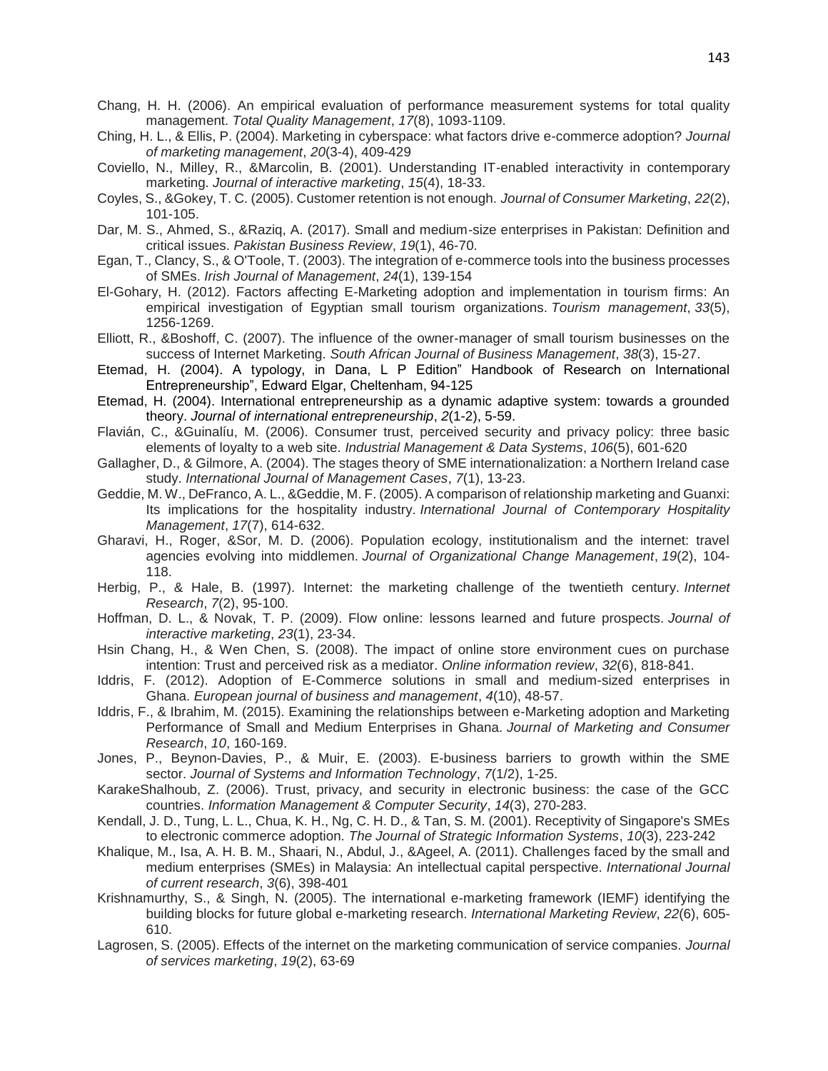Chang, H. H. (2006). An empirical evaluation of performance measurement systems for total quality management. *Total Quality Management*, *17*(8), 1093-1109.

Ching, H. L., & Ellis, P. (2004). Marketing in cyberspace: what factors drive e-commerce adoption? *Journal of marketing management*, *20*(3-4), 409-429

Coviello, N., Milley, R., &Marcolin, B. (2001). Understanding IT-enabled interactivity in contemporary marketing. *Journal of interactive marketing*, *15*(4), 18-33.

Coyles, S., &Gokey, T. C. (2005). Customer retention is not enough. *Journal of Consumer Marketing*, *22*(2), 101-105.

Dar, M. S., Ahmed, S., &Raziq, A. (2017). Small and medium-size enterprises in Pakistan: Definition and critical issues. *Pakistan Business Review*, *19*(1), 46-70.

Egan, T., Clancy, S., & O'Toole, T. (2003). The integration of e-commerce tools into the business processes of SMEs. *Irish Journal of Management*, *24*(1), 139-154

El-Gohary, H. (2012). Factors affecting E-Marketing adoption and implementation in tourism firms: An empirical investigation of Egyptian small tourism organizations. *Tourism management*, *33*(5), 1256-1269.

Elliott, R., &Boshoff, C. (2007). The influence of the owner-manager of small tourism businesses on the success of Internet Marketing. *South African Journal of Business Management*, *38*(3), 15-27.

Etemad, H. (2004). A typology, in Dana, L P Edition" Handbook of Research on International Entrepreneurship", Edward Elgar, Cheltenham, 94-125

Etemad, H. (2004). International entrepreneurship as a dynamic adaptive system: towards a grounded theory. *Journal of international entrepreneurship*, *2*(1-2), 5-59.

Flavián, C., &Guinalíu, M. (2006). Consumer trust, perceived security and privacy policy: three basic elements of loyalty to a web site. *Industrial Management & Data Systems*, *106*(5), 601-620

Gallagher, D., & Gilmore, A. (2004). The stages theory of SME internationalization: a Northern Ireland case study. *International Journal of Management Cases*, *7*(1), 13-23.

Geddie, M. W., DeFranco, A. L., &Geddie, M. F. (2005). A comparison of relationship marketing and Guanxi: Its implications for the hospitality industry. *International Journal of Contemporary Hospitality Management*, *17*(7), 614-632.

Gharavi, H., Roger, &Sor, M. D. (2006). Population ecology, institutionalism and the internet: travel agencies evolving into middlemen. *Journal of Organizational Change Management*, *19*(2), 104-118.

Herbig, P., & Hale, B. (1997). Internet: the marketing challenge of the twentieth century. *Internet Research*, *7*(2), 95-100.

Hoffman, D. L., & Novak, T. P. (2009). Flow online: lessons learned and future prospects. *Journal of interactive marketing*, *23*(1), 23-34.

Hsin Chang, H., & Wen Chen, S. (2008). The impact of online store environment cues on purchase intention: Trust and perceived risk as a mediator. *Online information review*, *32*(6), 818-841.

Iddris, F. (2012). Adoption of E-Commerce solutions in small and medium-sized enterprises in Ghana. *European journal of business and management*, *4*(10), 48-57.

Iddris, F., & Ibrahim, M. (2015). Examining the relationships between e-Marketing adoption and Marketing Performance of Small and Medium Enterprises in Ghana. *Journal of Marketing and Consumer Research*, *10*, 160-169.

Jones, P., Beynon-Davies, P., & Muir, E. (2003). E-business barriers to growth within the SME sector. *Journal of Systems and Information Technology*, *7*(1/2), 1-25.

KarakeShalhoub, Z. (2006). Trust, privacy, and security in electronic business: the case of the GCC countries. *Information Management & Computer Security*, *14*(3), 270-283.

Kendall, J. D., Tung, L. L., Chua, K. H., Ng, C. H. D., & Tan, S. M. (2001). Receptivity of Singapore's SMEs to electronic commerce adoption. *The Journal of Strategic Information Systems*, *10*(3), 223-242

Khalique, M., Isa, A. H. B. M., Shaari, N., Abdul, J., &Ageel, A. (2011). Challenges faced by the small and medium enterprises (SMEs) in Malaysia: An intellectual capital perspective. *International Journal of current research*, *3*(6), 398-401

Krishnamurthy, S., & Singh, N. (2005). The international e-marketing framework (IEMF) identifying the building blocks for future global e-marketing research. *International Marketing Review*, *22*(6), 605-610.

Lagrosen, S. (2005). Effects of the internet on the marketing communication of service companies. *Journal of services marketing*, *19*(2), 63-69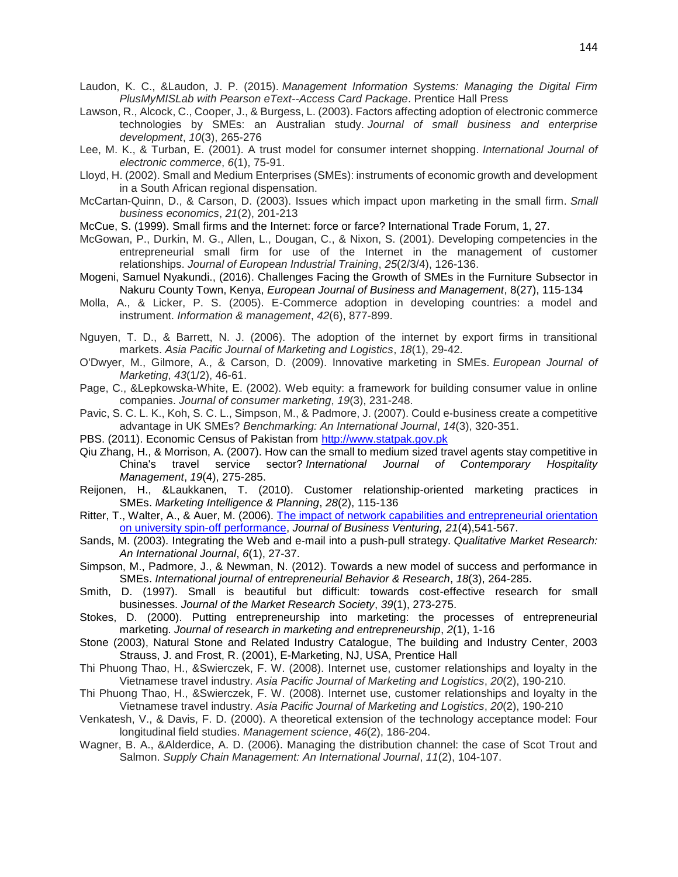Laudon, K. C., &Laudon, J. P. (2015). *Management Information Systems: Managing the Digital Firm PlusMyMISLab with Pearson eText--Access Card Package*. Prentice Hall Press

Lawson, R., Alcock, C., Cooper, J., & Burgess, L. (2003). Factors affecting adoption of electronic commerce technologies by SMEs: an Australian study. *Journal of small business and enterprise development*, *10*(3), 265-276

Lee, M. K., & Turban, E. (2001). A trust model for consumer internet shopping. *International Journal of electronic commerce*, *6*(1), 75-91.

Lloyd, H. (2002). Small and Medium Enterprises (SMEs): instruments of economic growth and development in a South African regional dispensation.

McCartan-Quinn, D., & Carson, D. (2003). Issues which impact upon marketing in the small firm. *Small business economics*, *21*(2), 201-213

McCue, S. (1999). Small firms and the Internet: force or farce? International Trade Forum, 1, 27.

McGowan, P., Durkin, M. G., Allen, L., Dougan, C., & Nixon, S. (2001). Developing competencies in the entrepreneurial small firm for use of the Internet in the management of customer relationships. *Journal of European Industrial Training*, *25*(2/3/4), 126-136.

Mogeni, Samuel Nyakundi., (2016). Challenges Facing the Growth of SMEs in the Furniture Subsector in Nakuru County Town, Kenya, *European Journal of Business and Management*, 8(27), 115-134

Molla, A., & Licker, P. S. (2005). E-Commerce adoption in developing countries: a model and instrument. *Information & management*, *42*(6), 877-899.

Nguyen, T. D., & Barrett, N. J. (2006). The adoption of the internet by export firms in transitional markets. *Asia Pacific Journal of Marketing and Logistics*, *18*(1), 29-42.

O'Dwyer, M., Gilmore, A., & Carson, D. (2009). Innovative marketing in SMEs. *European Journal of Marketing*, *43*(1/2), 46-61.

Page, C., &Lepkowska-White, E. (2002). Web equity: a framework for building consumer value in online companies. *Journal of consumer marketing*, *19*(3), 231-248.

Pavic, S. C. L. K., Koh, S. C. L., Simpson, M., & Padmore, J. (2007). Could e-business create a competitive advantage in UK SMEs? *Benchmarking: An International Journal*, *14*(3), 320-351.

PBS. (2011). Economic Census of Pakistan from http://www.statpak.gov.pk

Qiu Zhang, H., & Morrison, A. (2007). How can the small to medium sized travel agents stay competitive in China's travel service sector? *International Journal of Contemporary Hospitality Management*, *19*(4), 275-285.

Reijonen, H., &Laukkanen, T. (2010). Customer relationship-oriented marketing practices in SMEs. *Marketing Intelligence & Planning*, *28*(2), 115-136

Ritter, T., Walter, A., & Auer, M. (2006). The impact of network capabilities and entrepreneurial orientation on university spin-off performance, *Journal of Business Venturing, 21*(4),541-567.

Sands, M. (2003). Integrating the Web and e-mail into a push-pull strategy. *Qualitative Market Research: An International Journal*, *6*(1), 27-37.

Simpson, M., Padmore, J., & Newman, N. (2012). Towards a new model of success and performance in SMEs. *International journal of entrepreneurial Behavior & Research*, *18*(3), 264-285.

Smith, D. (1997). Small is beautiful but difficult: towards cost-effective research for small businesses. *Journal of the Market Research Society*, *39*(1), 273-275.

Stokes, D. (2000). Putting entrepreneurship into marketing: the processes of entrepreneurial marketing. *Journal of research in marketing and entrepreneurship*, *2*(1), 1-16

Stone (2003), Natural Stone and Related Industry Catalogue, The building and Industry Center, 2003 Strauss, J. and Frost, R. (2001), E-Marketing, NJ, USA, Prentice Hall

Thi Phuong Thao, H., &Swierczek, F. W. (2008). Internet use, customer relationships and loyalty in the Vietnamese travel industry. *Asia Pacific Journal of Marketing and Logistics*, *20*(2), 190-210.

Thi Phuong Thao, H., &Swierczek, F. W. (2008). Internet use, customer relationships and loyalty in the Vietnamese travel industry. *Asia Pacific Journal of Marketing and Logistics*, *20*(2), 190-210

Venkatesh, V., & Davis, F. D. (2000). A theoretical extension of the technology acceptance model: Four longitudinal field studies. *Management science*, *46*(2), 186-204.

Wagner, B. A., &Alderdice, A. D. (2006). Managing the distribution channel: the case of Scot Trout and Salmon. *Supply Chain Management: An International Journal*, *11*(2), 104-107.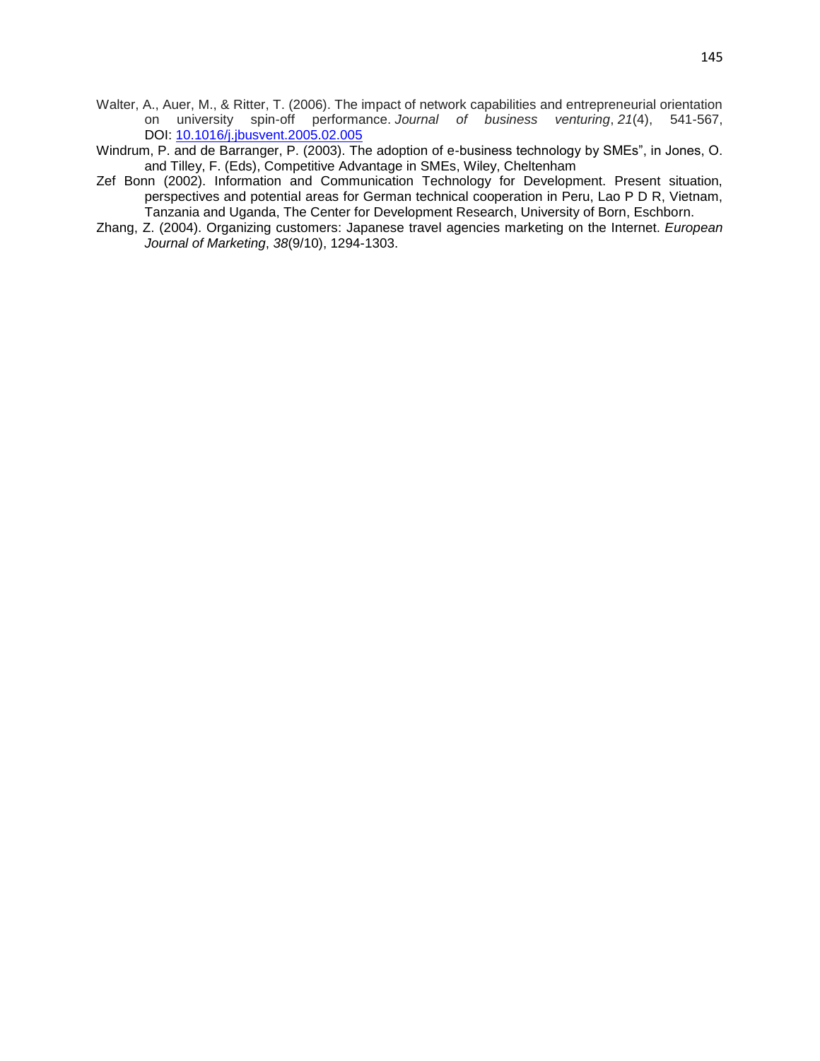Walter, A., Auer, M., & Ritter, T. (2006). The impact of network capabilities and entrepreneurial orientation on university spin-off performance. *Journal of business venturing*, *21*(4), 541-567, DOI: [10.1016/j.jbusvent.2005.02.005](https://doi.org/10.1016/j.jbusvent.2005.02.005)

Windrum, P. and de Barranger, P. (2003). The adoption of e-business technology by SMEs", in Jones, O. and Tilley, F. (Eds), Competitive Advantage in SMEs, Wiley, Cheltenham

Zef Bonn (2002). Information and Communication Technology for Development. Present situation, perspectives and potential areas for German technical cooperation in Peru, Lao P D R, Vietnam, Tanzania and Uganda, The Center for Development Research, University of Born, Eschborn.

Zhang, Z. (2004). Organizing customers: Japanese travel agencies marketing on the Internet. *European Journal of Marketing*, *38*(9/10), 1294-1303.